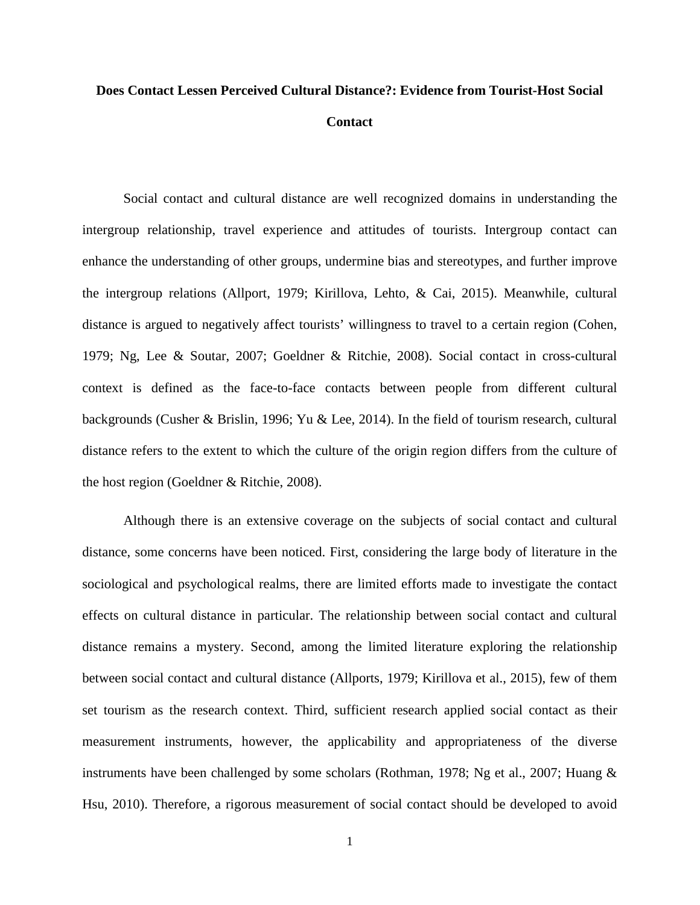# Does Contact Lessen Perceived Cultural Distance?: Evidence from Tourist-Host Social Contact

Social contact and cultural distance are well recognized domains in understanding the intergroup relationship, travel experience and attitudes of tourists. Intergroup contact can enhance the understanding of other groups, undermine bias and stereotypes, and further improve the intergroup relations (Allport, 1979; Kirillova, Lehto, & Cai, 2015). Meanwhile, cultural distance is argued to negatively affect tourists' willingness to travel to a certain region (Cohen, 1979; Ng, Lee & Soutar, 2007; Goeldner & Ritchie, 2008). Social contact in cross-cultural context is defined as the face-to-face contacts between people from different cultural backgrounds (Cusher & Brislin, 1996; Yu & Lee, 2014). In the field of tourism research, cultural distance refers to the extent to which the culture of the origin region differs from the culture of the host region (Goeldner & Ritchie, 2008).

Although there is an extensive coverage on the subjects of social contact and cultural distance, some concerns have been noticed. First, considering the large body of literature in the sociological and psychological realms, there are limited efforts made to investigate the contact effects on cultural distance in particular. The relationship between social contact and cultural distance remains a mystery. Second, among the limited literature exploring the relationship between social contact and cultural distance (Allports, 1979; Kirillova et al., 2015), few of them set tourism as the research context. Third, sufficient research applied social contact as their measurement instruments, however, the applicability and appropriateness of the diverse instruments have been challenged by some scholars (Rothman, 1978; Ng et al., 2007; Huang & Hsu, 2010). Therefore, a rigorous measurement of social contact should be developed to avoid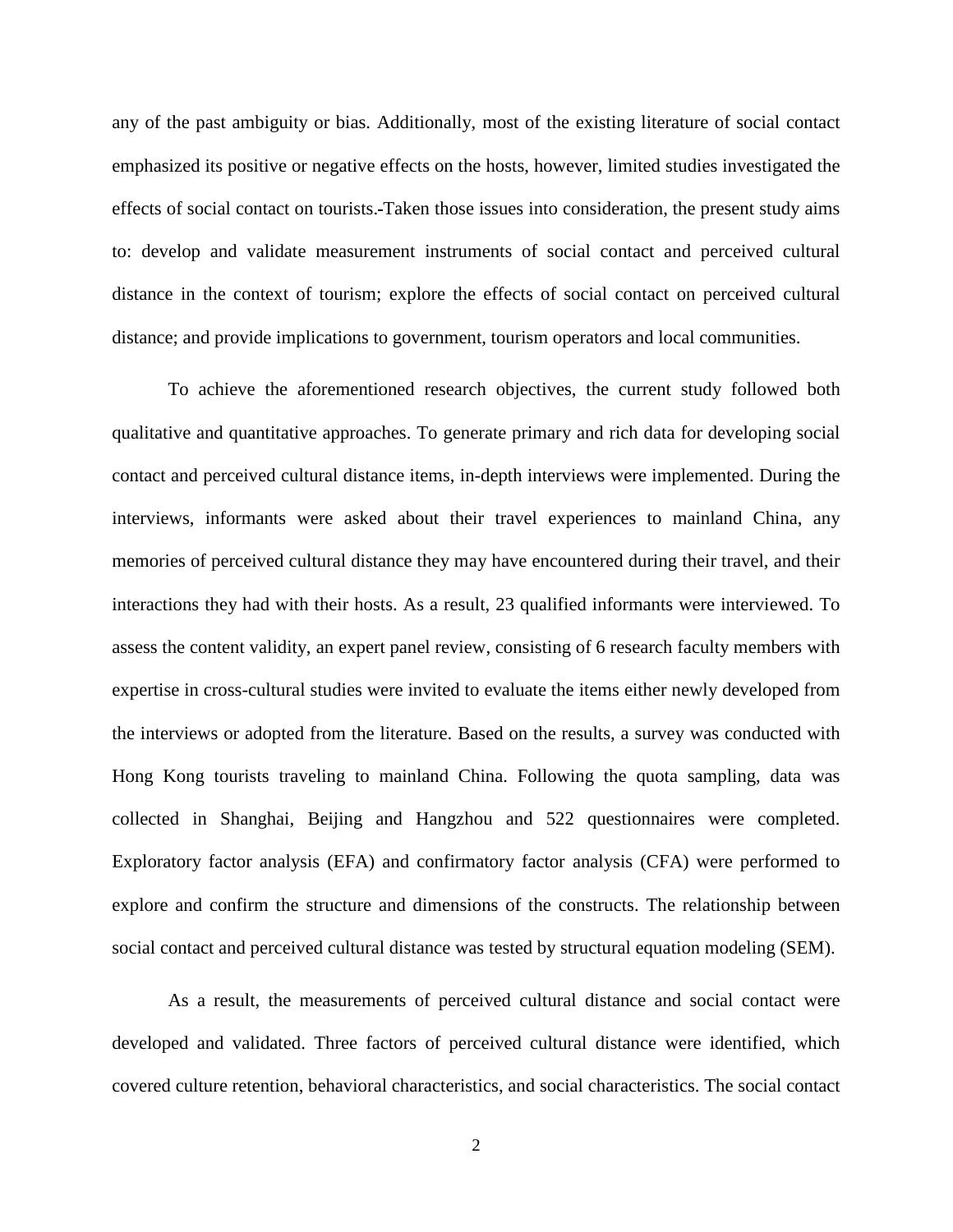any of the past ambiguity or bias. Additionally, most of the existing literature of social contact emphasized its positive or negative effects on the hosts, however, limited studies investigated the effects of social contact on tourists.-Taken those issues into consideration, the present study aims to: develop and validate measurement instruments of social contact and perceived cultural distance in the context of tourism; explore the effects of social contact on perceived cultural distance; and provide implications to government, tourism operators and local communities.

To achieve the aforementioned research objectives, the current study followed both qualitative and quantitative approaches. To generate primary and rich data for developing social contact and perceived cultural distance items, in-depth interviews were implemented. During the interviews, informants were asked about their travel experiences to mainland China, any memories of perceived cultural distance they may have encountered during their travel, and their interactions they had with their hosts. As a result, 23 qualified informants were interviewed. To assess the content validity, an expert panel review, consisting of 6 research faculty members with expertise in cross-cultural studies were invited to evaluate the items either newly developed from the interviews or adopted from the literature. Based on the results, a survey was conducted with Hong Kong tourists traveling to mainland China. Following the quota sampling, data was collected in Shanghai, Beijing and Hangzhou and 522 questionnaires were completed. Exploratory factor analysis (EFA) and confirmatory factor analysis (CFA) were performed to explore and confirm the structure and dimensions of the constructs. The relationship between social contact and perceived cultural distance was tested by structural equation modeling (SEM).

As a result, the measurements of perceived cultural distance and social contact were developed and validated. Three factors of perceived cultural distance were identified, which covered culture retention, behavioral characteristics, and social characteristics. The social contact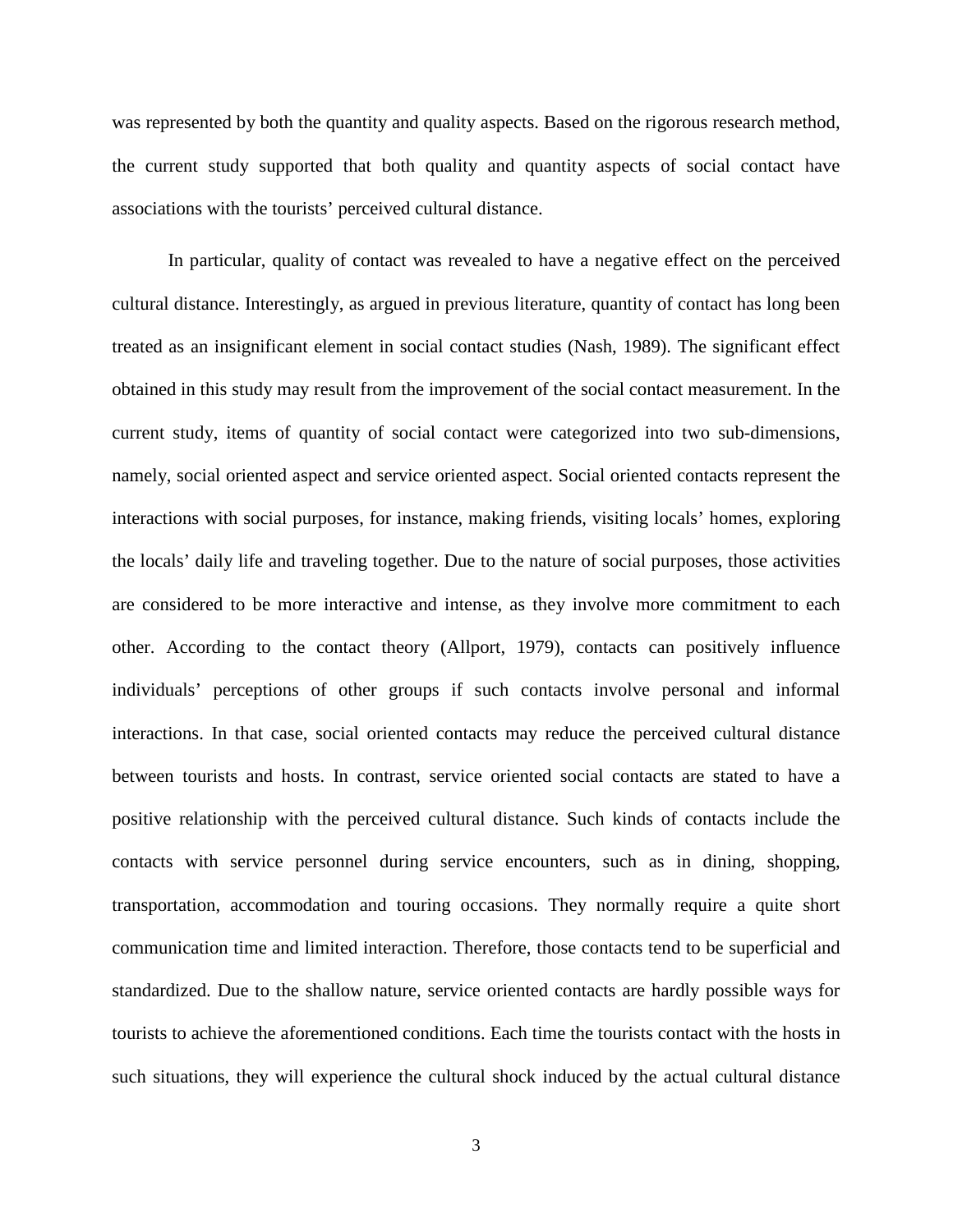was represented by both the quantity and quality aspects. Based on the rigorous research method, the current study supported that both quality and quantity aspects of social contact have associations with the tourists' perceived cultural distance.

In particular, quality of contact was revealed to have a negative effect on the perceived cultural distance. Interestingly, as argued in previous literature, quantity of contact has long been treated as an insignificant element in social contact studies (Nash, 1989). The significant effect obtained in this study may result from the improvement of the social contact measurement. In the current study, items of quantity of social contact were categorized into two sub-dimensions, namely, social oriented aspect and service oriented aspect. Social oriented contacts represent the interactions with social purposes, for instance, making friends, visiting locals' homes, exploring the locals' daily life and traveling together. Due to the nature of social purposes, those activities are considered to be more interactive and intense, as they involve more commitment to each other. According to the contact theory (Allport, 1979), contacts can positively influence individuals' perceptions of other groups if such contacts involve personal and informal interactions. In that case, social oriented contacts may reduce the perceived cultural distance between tourists and hosts. In contrast, service oriented social contacts are stated to have a positive relationship with the perceived cultural distance. Such kinds of contacts include the contacts with service personnel during service encounters, such as in dining, shopping, transportation, accommodation and touring occasions. They normally require a quite short communication time and limited interaction. Therefore, those contacts tend to be superficial and standardized. Due to the shallow nature, service oriented contacts are hardly possible ways for tourists to achieve the aforementioned conditions. Each time the tourists contact with the hosts in such situations, they will experience the cultural shock induced by the actual cultural distance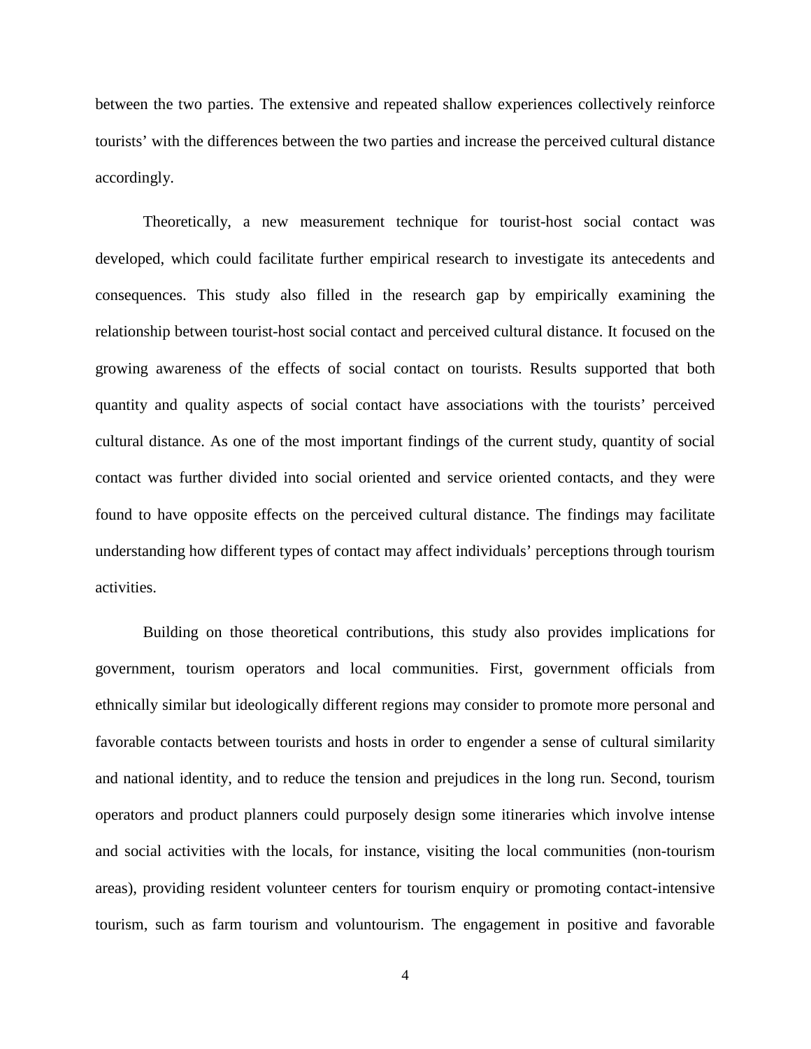between the two parties. The extensive and repeated shallow experiences collectively reinforce tourists' with the differences between the two parties and increase the perceived cultural distance accordingly.

Theoretically, a new measurement technique for tourist-host social contact was developed, which could facilitate further empirical research to investigate its antecedents and consequences. This study also filled in the research gap by empirically examining the relationship between tourist-host social contact and perceived cultural distance. It focused on the growing awareness of the effects of social contact on tourists. Results supported that both quantity and quality aspects of social contact have associations with the tourists' perceived cultural distance. As one of the most important findings of the current study, quantity of social contact was further divided into social oriented and service oriented contacts, and they were found to have opposite effects on the perceived cultural distance. The findings may facilitate understanding how different types of contact may affect individuals' perceptions through tourism activities.

Building on those theoretical contributions, this study also provides implications for government, tourism operators and local communities. First, government officials from ethnically similar but ideologically different regions may consider to promote more personal and favorable contacts between tourists and hosts in order to engender a sense of cultural similarity and national identity, and to reduce the tension and prejudices in the long run. Second, tourism operators and product planners could purposely design some itineraries which involve intense and social activities with the locals, for instance, visiting the local communities (non-tourism areas), providing resident volunteer centers for tourism enquiry or promoting contact-intensive tourism, such as farm tourism and voluntourism. The engagement in positive and favorable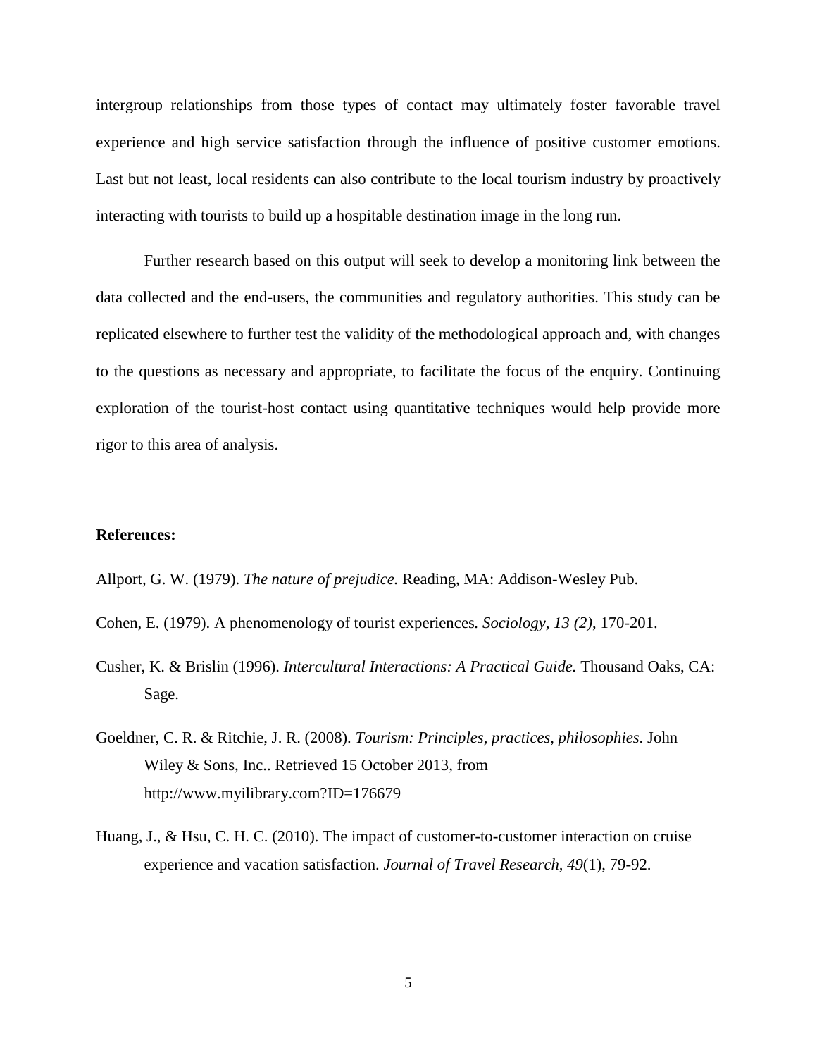intergroup relationships from those types of contact may ultimately foster favorable travel experience and high service satisfaction through the influence of positive customer emotions. Last but not least, local residents can also contribute to the local tourism industry by proactively interacting with tourists to build up a hospitable destination image in the long run.

Further research based on this output will seek to develop a monitoring link between the data collected and the end-users, the communities and regulatory authorities. This study can be replicated elsewhere to further test the validity of the methodological approach and, with changes to the questions as necessary and appropriate, to facilitate the focus of the enquiry. Continuing exploration of the tourist-host contact using quantitative techniques would help provide more rigor to this area of analysis.

**References:**

Allport, G. W. (1979). *The nature of prejudice.* Reading, MA: Addison-Wesley Pub.

Cohen, E. (1979). A phenomenology of tourist experiences*. Sociology, 13 (2)*, 170-201.

Cusher, K. & Brislin (1996). *Intercultural Interactions: A Practical Guide.* Thousand Oaks, CA: Sage.

Goeldner, C. R. & Ritchie, J. R. (2008). *Tourism: Principles, practices, philosophies*. John Wiley & Sons, Inc.. Retrieved 15 October 2013, from http://www.myilibrary.com?ID=176679

Huang, J., & Hsu, C. H. C. (2010). The impact of customer-to-customer interaction on cruise experience and vacation satisfaction. *Journal of Travel Research*, *49*(1), 79-92.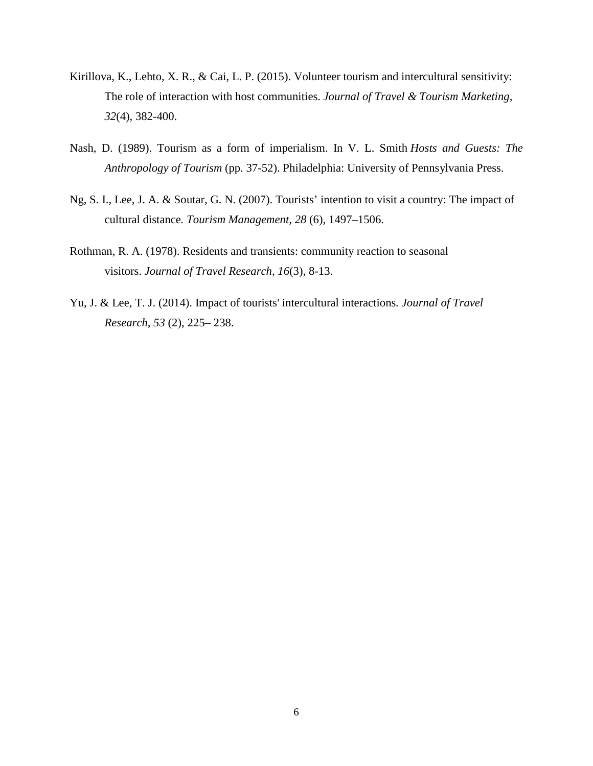Kirillova, K., Lehto, X. R., & Cai, L. P. (2015). Volunteer tourism and intercultural sensitivity: The role of interaction with host communities. *Journal of Travel & Tourism Marketing, 32*(4), 382-400.

Nash, D. (1989). Tourism as a form of imperialism. In V. L. Smith *Hosts and Guests: The Anthropology of Tourism* (pp. 37-52). Philadelphia: University of Pennsylvania Press.

Ng, S. I., Lee, J. A. & Soutar, G. N. (2007). Tourists' intention to visit a country: The impact of cultural distance. *Tourism Management, 28* (6), 1497–1506.

Rothman, R. A. (1978). Residents and transients: community reaction to seasonal visitors. *Journal of Travel Research, 16*(3), 8-13.

Yu, J. & Lee, T. J. (2014). Impact of tourists' intercultural interactions. *Journal of Travel Research, 53* (2), 225– 238.